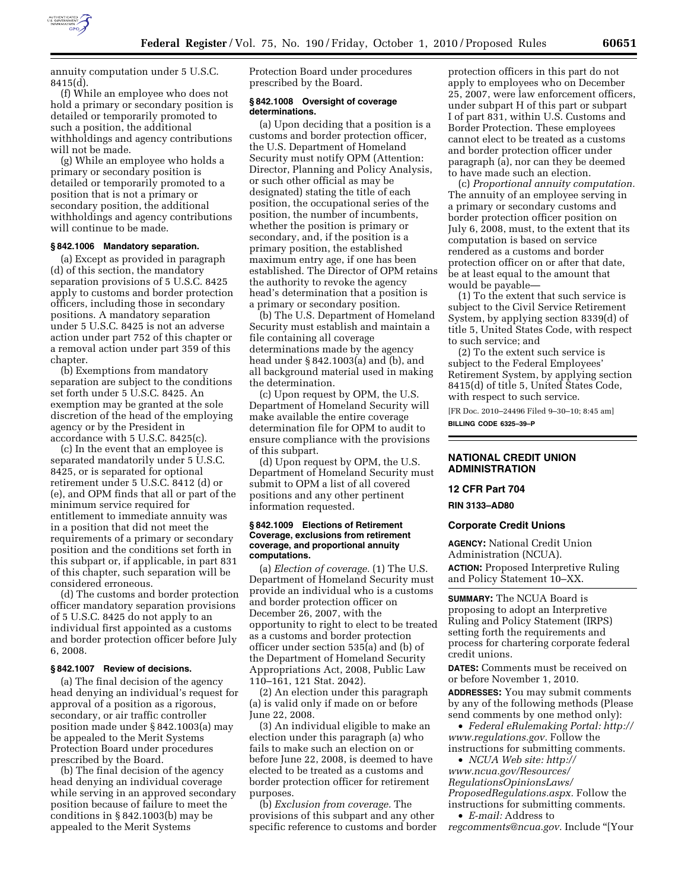annuity computation under 5 U.S.C. 8415(d).

(f) While an employee who does not hold a primary or secondary position is detailed or temporarily promoted to such a position, the additional withholdings and agency contributions will not be made.

(g) While an employee who holds a primary or secondary position is detailed or temporarily promoted to a position that is not a primary or secondary position, the additional withholdings and agency contributions will continue to be made.

### § 842.1006 Mandatory separation.

(a) Except as provided in paragraph (d) of this section, the mandatory separation provisions of 5 U.S.C. 8425 apply to customs and border protection officers, including those in secondary positions. A mandatory separation under 5 U.S.C. 8425 is not an adverse action under part 752 of this chapter or a removal action under part 359 of this chapter.

(b) Exemptions from mandatory separation are subject to the conditions set forth under 5 U.S.C. 8425. An exemption may be granted at the sole discretion of the head of the employing agency or by the President in accordance with 5 U.S.C. 8425(c).

(c) In the event that an employee is separated mandatorily under 5 U.S.C. 8425, or is separated for optional retirement under 5 U.S.C. 8412 (d) or (e), and OPM finds that all or part of the minimum service required for entitlement to immediate annuity was in a position that did not meet the requirements of a primary or secondary position and the conditions set forth in this subpart or, if applicable, in part 831 of this chapter, such separation will be considered erroneous.

(d) The customs and border protection officer mandatory separation provisions of 5 U.S.C. 8425 do not apply to an individual first appointed as a customs and border protection officer before July 6, 2008.

### § 842.1007 Review of decisions.

(a) The final decision of the agency head denying an individual's request for approval of a position as a rigorous, secondary, or air traffic controller position made under § 842.1003(a) may be appealed to the Merit Systems Protection Board under procedures prescribed by the Board.

(b) The final decision of the agency head denying an individual coverage while serving in an approved secondary position because of failure to meet the conditions in § 842.1003(b) may be appealed to the Merit Systems Protection Board under procedures prescribed by the Board.

### § 842.1008 Oversight of coverage determinations.

(a) Upon deciding that a position is a customs and border protection officer, the U.S. Department of Homeland Security must notify OPM (Attention: Director, Planning and Policy Analysis, or such other official as may be designated) stating the title of each position, the occupational series of the position, the number of incumbents, whether the position is primary or secondary, and, if the position is a primary position, the established maximum entry age, if one has been established. The Director of OPM retains the authority to revoke the agency head's determination that a position is a primary or secondary position.

(b) The U.S. Department of Homeland Security must establish and maintain a file containing all coverage determinations made by the agency head under § 842.1003(a) and (b), and all background material used in making the determination.

(c) Upon request by OPM, the U.S. Department of Homeland Security will make available the entire coverage determination file for OPM to audit to ensure compliance with the provisions of this subpart.

(d) Upon request by OPM, the U.S. Department of Homeland Security must submit to OPM a list of all covered positions and any other pertinent information requested.

### § 842.1009 Elections of Retirement Coverage, exclusions from retirement coverage, and proportional annuity computations.

(a) *Election of coverage.* (1) The U.S. Department of Homeland Security must provide an individual who is a customs and border protection officer on December 26, 2007, with the opportunity to right to elect to be treated as a customs and border protection officer under section 535(a) and (b) of the Department of Homeland Security Appropriations Act, 2008, Public Law 110–161, 121 Stat. 2042).

(2) An election under this paragraph (a) is valid only if made on or before June 22, 2008.

(3) An individual eligible to make an election under this paragraph (a) who fails to make such an election on or before June 22, 2008, is deemed to have elected to be treated as a customs and border protection officer for retirement purposes.

(b) *Exclusion from coverage.* The provisions of this subpart and any other specific reference to customs and border protection officers in this part do not apply to employees who on December 25, 2007, were law enforcement officers, under subpart H of this part or subpart I of part 831, within U.S. Customs and Border Protection. These employees cannot elect to be treated as a customs and border protection officer under paragraph (a), nor can they be deemed to have made such an election.

(c) *Proportional annuity computation.* The annuity of an employee serving in a primary or secondary customs and border protection officer position on July 6, 2008, must, to the extent that its computation is based on service rendered as a customs and border protection officer on or after that date, be at least equal to the amount that would be payable—

(1) To the extent that such service is subject to the Civil Service Retirement System, by applying section 8339(d) of title 5, United States Code, with respect to such service; and

(2) To the extent such service is subject to the Federal Employees' Retirement System, by applying section 8415(d) of title 5, United States Code, with respect to such service.

[FR Doc. 2010–24496 Filed 9–30–10; 8:45 am]

**BILLING CODE 6325–39–P**

---

## NATIONAL CREDIT UNION ADMINISTRATION

### 12 CFR Part 704

**RIN 3133–AD80**

### Corporate Credit Unions

**AGENCY:** National Credit Union Administration (NCUA).

**ACTION:** Proposed Interpretive Ruling and Policy Statement 10–XX.

**SUMMARY:** The NCUA Board is proposing to adopt an Interpretive Ruling and Policy Statement (IRPS) setting forth the requirements and process for chartering corporate federal credit unions.

**DATES:** Comments must be received on or before November 1, 2010.

**ADDRESSES:** You may submit comments by any of the following methods (Please send comments by one method only):

- *Federal eRulemaking Portal: http://www.regulations.gov.* Follow the instructions for submitting comments.
- *NCUA Web site: http://www.ncua.gov/Resources/RegulationsOpinionsLaws/ProposedRegulations.aspx.* Follow the instructions for submitting comments.
- *E-mail:* Address to *regcomments@ncua.gov.* Include "[Your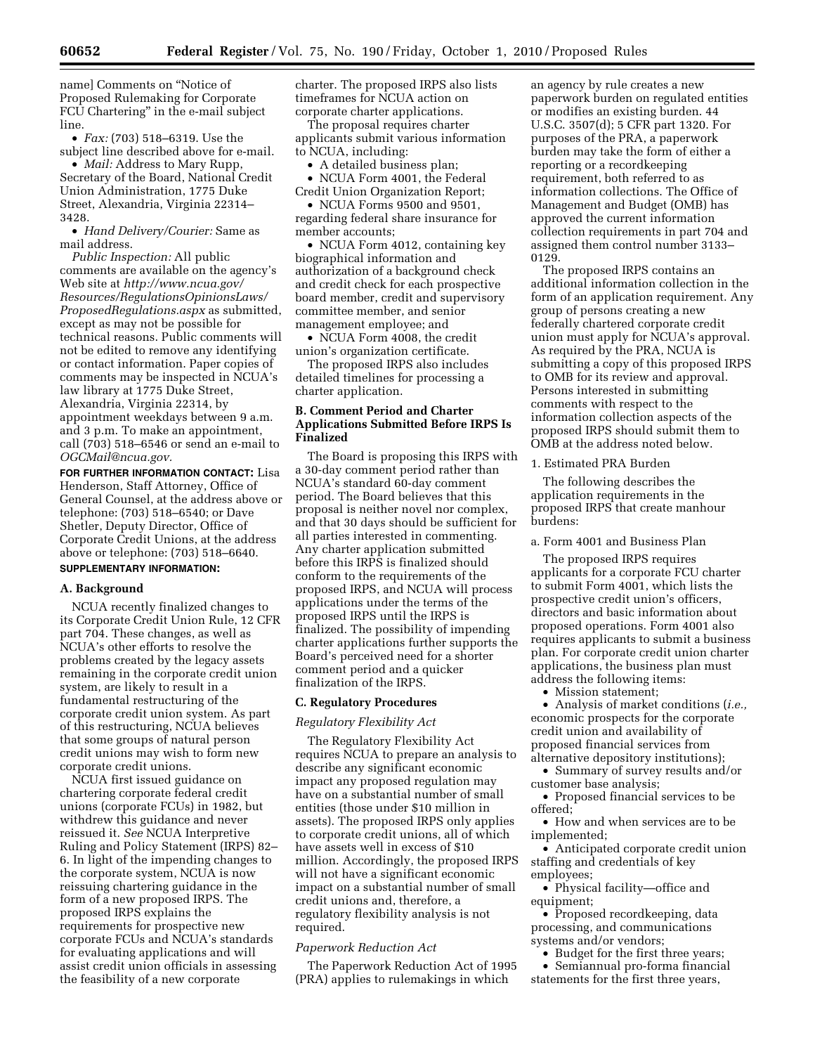name] Comments on "Notice of Proposed Rulemaking for Corporate FCU Chartering" in the e-mail subject line.

- *Fax:* (703) 518–6319. Use the subject line described above for e-mail.
- *Mail:* Address to Mary Rupp, Secretary of the Board, National Credit Union Administration, 1775 Duke Street, Alexandria, Virginia 22314–3428.
- *Hand Delivery/Courier:* Same as mail address.

*Public Inspection:* All public comments are available on the agency's Web site at *http://www.ncua.gov/Resources/RegulationsOpinionsLaws/ProposedRegulations.aspx* as submitted, except as may not be possible for technical reasons. Public comments will not be edited to remove any identifying or contact information. Paper copies of comments may be inspected in NCUA's law library at 1775 Duke Street, Alexandria, Virginia 22314, by appointment weekdays between 9 a.m. and 3 p.m. To make an appointment, call (703) 518–6546 or send an e-mail to *OGCMail@ncua.gov.*

**FOR FURTHER INFORMATION CONTACT:** Lisa Henderson, Staff Attorney, Office of General Counsel, at the address above or telephone: (703) 518–6540; or Dave Shetler, Deputy Director, Office of Corporate Credit Unions, at the address above or telephone: (703) 518–6640.

**SUPPLEMENTARY INFORMATION:**

## A. Background

NCUA recently finalized changes to its Corporate Credit Union Rule, 12 CFR part 704. These changes, as well as NCUA's other efforts to resolve the problems created by the legacy assets remaining in the corporate credit union system, are likely to result in a fundamental restructuring of the corporate credit union system. As part of this restructuring, NCUA believes that some groups of natural person credit unions may wish to form new corporate credit unions.

NCUA first issued guidance on chartering corporate federal credit unions (corporate FCUs) in 1982, but withdrew this guidance and never reissued it. *See* NCUA Interpretive Ruling and Policy Statement (IRPS) 82–6. In light of the impending changes to the corporate system, NCUA is now reissuing chartering guidance in the form of a new proposed IRPS. The proposed IRPS explains the requirements for prospective new corporate FCUs and NCUA's standards for evaluating applications and will assist credit union officials in assessing the feasibility of a new corporate charter. The proposed IRPS also lists timeframes for NCUA action on corporate charter applications.

The proposal requires charter applicants submit various information to NCUA, including:

- A detailed business plan;
- NCUA Form 4001, the Federal Credit Union Organization Report;
- NCUA Forms 9500 and 9501, regarding federal share insurance for member accounts;
- NCUA Form 4012, containing key biographical information and authorization of a background check and credit check for each prospective board member, credit and supervisory committee member, and senior management employee; and
- NCUA Form 4008, the credit union's organization certificate.

The proposed IRPS also includes detailed timelines for processing a charter application.

## B. Comment Period and Charter Applications Submitted Before IRPS Is Finalized

The Board is proposing this IRPS with a 30-day comment period rather than NCUA's standard 60-day comment period. The Board believes that this proposal is neither novel nor complex, and that 30 days should be sufficient for all parties interested in commenting. Any charter application submitted before this IRPS is finalized should conform to the requirements of the proposed IRPS, and NCUA will process applications under the terms of the proposed IRPS until the IRPS is finalized. The possibility of impending charter applications further supports the Board's perceived need for a shorter comment period and a quicker finalization of the IRPS.

## C. Regulatory Procedures

### *Regulatory Flexibility Act*

The Regulatory Flexibility Act requires NCUA to prepare an analysis to describe any significant economic impact any proposed regulation may have on a substantial number of small entities (those under $10 million in assets). The proposed IRPS only applies to corporate credit unions, all of which have assets well in excess of $10 million. Accordingly, the proposed IRPS will not have a significant economic impact on a substantial number of small credit unions and, therefore, a regulatory flexibility analysis is not required.

### *Paperwork Reduction Act*

The Paperwork Reduction Act of 1995 (PRA) applies to rulemakings in which an agency by rule creates a new paperwork burden on regulated entities or modifies an existing burden. 44 U.S.C. 3507(d); 5 CFR part 1320. For purposes of the PRA, a paperwork burden may take the form of either a reporting or a recordkeeping requirement, both referred to as information collections. The Office of Management and Budget (OMB) has approved the current information collection requirements in part 704 and assigned them control number 3133–0129.

The proposed IRPS contains an additional information collection in the form of an application requirement. Any group of persons creating a new federally chartered corporate credit union must apply for NCUA's approval. As required by the PRA, NCUA is submitting a copy of this proposed IRPS to OMB for its review and approval. Persons interested in submitting comments with respect to the information collection aspects of the proposed IRPS should submit them to OMB at the address noted below.

1. Estimated PRA Burden

The following describes the application requirements in the proposed IRPS that create manhour burdens:

a. Form 4001 and Business Plan

The proposed IRPS requires applicants for a corporate FCU charter to submit Form 4001, which lists the prospective credit union's officers, directors and basic information about proposed operations. Form 4001 also requires applicants to submit a business plan. For corporate credit union charter applications, the business plan must address the following items:

- Mission statement;
- Analysis of market conditions (*i.e.,* economic prospects for the corporate credit union and availability of proposed financial services from alternative depository institutions);
- Summary of survey results and/or customer base analysis;
- Proposed financial services to be offered;
- How and when services are to be implemented;
- Anticipated corporate credit union staffing and credentials of key employees;
- Physical facility—office and equipment;
- Proposed recordkeeping, data processing, and communications systems and/or vendors;
- Budget for the first three years;
- Semiannual pro-forma financial statements for the first three years,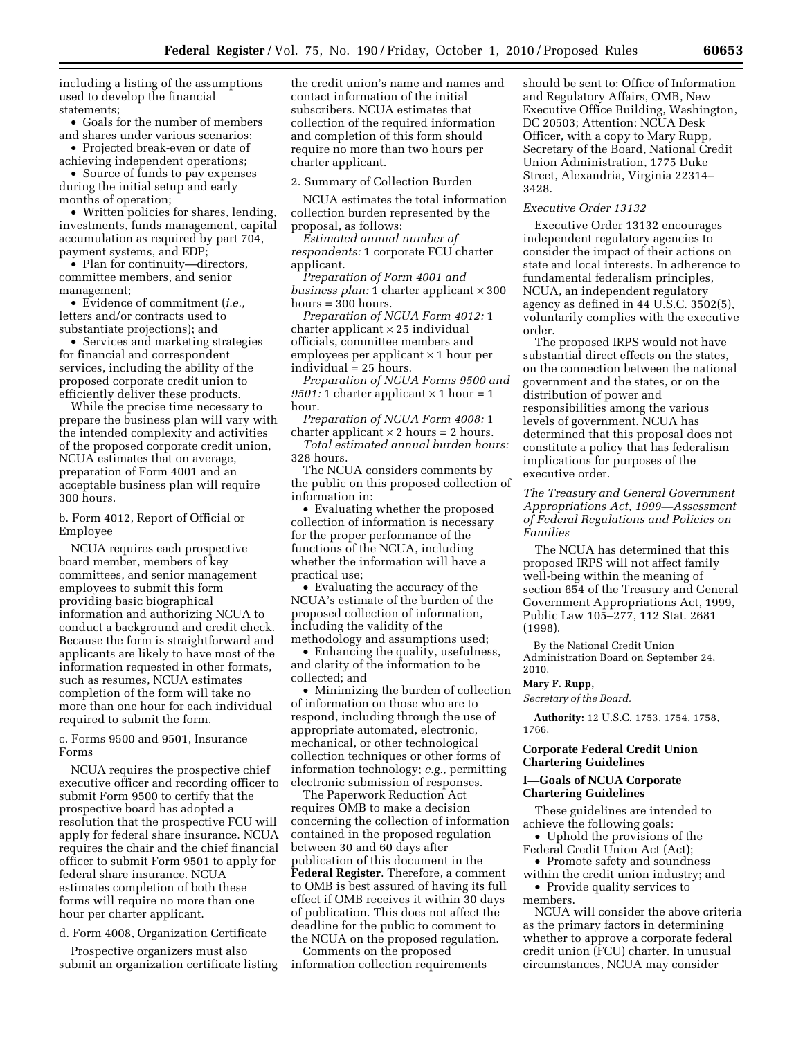including a listing of the assumptions used to develop the financial statements;

- Goals for the number of members and shares under various scenarios;
- Projected break-even or date of achieving independent operations;
- Source of funds to pay expenses during the initial setup and early months of operation;
- Written policies for shares, lending, investments, funds management, capital accumulation as required by part 704, payment systems, and EDP;
- Plan for continuity—directors, committee members, and senior management;
- Evidence of commitment (*i.e.,* letters and/or contracts used to substantiate projections); and
- Services and marketing strategies for financial and correspondent services, including the ability of the proposed corporate credit union to efficiently deliver these products.

While the precise time necessary to prepare the business plan will vary with the intended complexity and activities of the proposed corporate credit union, NCUA estimates that on average, preparation of Form 4001 and an acceptable business plan will require 300 hours.

b. Form 4012, Report of Official or Employee

NCUA requires each prospective board member, members of key committees, and senior management employees to submit this form providing basic biographical information and authorizing NCUA to conduct a background and credit check. Because the form is straightforward and applicants are likely to have most of the information requested in other formats, such as resumes, NCUA estimates completion of the form will take no more than one hour for each individual required to submit the form.

c. Forms 9500 and 9501, Insurance Forms

NCUA requires the prospective chief executive officer and recording officer to submit Form 9500 to certify that the prospective board has adopted a resolution that the prospective FCU will apply for federal share insurance. NCUA requires the chair and the chief financial officer to submit Form 9501 to apply for federal share insurance. NCUA estimates completion of both these forms will require no more than one hour per charter applicant.

d. Form 4008, Organization Certificate

Prospective organizers must also submit an organization certificate listing the credit union's name and names and contact information of the initial subscribers. NCUA estimates that collection of the required information and completion of this form should require no more than two hours per charter applicant.

2. Summary of Collection Burden

NCUA estimates the total information collection burden represented by the proposal, as follows:

*Estimated annual number of respondents:* 1 corporate FCU charter applicant.

*Preparation of Form 4001 and business plan:* 1 charter applicant × 300 hours = 300 hours.

*Preparation of NCUA Form 4012:* 1 charter applicant × 25 individual officials, committee members and employees per applicant × 1 hour per individual = 25 hours.

*Preparation of NCUA Forms 9500 and 9501:* 1 charter applicant × 1 hour = 1 hour.

*Preparation of NCUA Form 4008:* 1 charter applicant × 2 hours = 2 hours.

*Total estimated annual burden hours:* 328 hours.

The NCUA considers comments by the public on this proposed collection of information in:

- Evaluating whether the proposed collection of information is necessary for the proper performance of the functions of the NCUA, including whether the information will have a practical use;
- Evaluating the accuracy of the NCUA's estimate of the burden of the proposed collection of information, including the validity of the methodology and assumptions used;
- Enhancing the quality, usefulness, and clarity of the information to be collected; and
- Minimizing the burden of collection of information on those who are to respond, including through the use of appropriate automated, electronic, mechanical, or other technological collection techniques or other forms of information technology; *e.g.,* permitting electronic submission of responses.

The Paperwork Reduction Act requires OMB to make a decision concerning the collection of information contained in the proposed regulation between 30 and 60 days after publication of this document in the **Federal Register**. Therefore, a comment to OMB is best assured of having its full effect if OMB receives it within 30 days of publication. This does not affect the deadline for the public to comment to the NCUA on the proposed regulation.

Comments on the proposed information collection requirements should be sent to: Office of Information and Regulatory Affairs, OMB, New Executive Office Building, Washington, DC 20503; Attention: NCUA Desk Officer, with a copy to Mary Rupp, Secretary of the Board, National Credit Union Administration, 1775 Duke Street, Alexandria, Virginia 22314–3428.

*Executive Order 13132*

Executive Order 13132 encourages independent regulatory agencies to consider the impact of their actions on state and local interests. In adherence to fundamental federalism principles, NCUA, an independent regulatory agency as defined in 44 U.S.C. 3502(5), voluntarily complies with the executive order.

The proposed IRPS would not have substantial direct effects on the states, on the connection between the national government and the states, or on the distribution of power and responsibilities among the various levels of government. NCUA has determined that this proposal does not constitute a policy that has federalism implications for purposes of the executive order.

*The Treasury and General Government Appropriations Act, 1999—Assessment of Federal Regulations and Policies on Families*

The NCUA has determined that this proposed IRPS will not affect family well-being within the meaning of section 654 of the Treasury and General Government Appropriations Act, 1999, Public Law 105–277, 112 Stat. 2681 (1998).

By the National Credit Union Administration Board on September 24, 2010.

**Mary F. Rupp,**

*Secretary of the Board.*

**Authority:** 12 U.S.C. 1753, 1754, 1758, 1766.

**Corporate Federal Credit Union Chartering Guidelines**

**I—Goals of NCUA Corporate Chartering Guidelines**

These guidelines are intended to achieve the following goals:

- Uphold the provisions of the Federal Credit Union Act (Act);
- Promote safety and soundness within the credit union industry; and
- Provide quality services to members.

NCUA will consider the above criteria as the primary factors in determining whether to approve a corporate federal credit union (FCU) charter. In unusual circumstances, NCUA may consider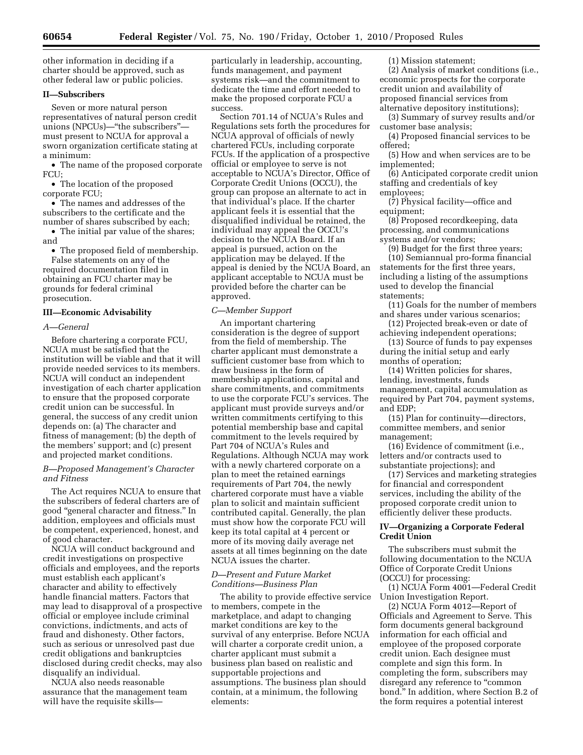other information in deciding if a charter should be approved, such as other federal law or public policies.

**II—Subscribers**

Seven or more natural person representatives of natural person credit unions (NPCUs)—"the subscribers"—must present to NCUA for approval a sworn organization certificate stating at a minimum:

• The name of the proposed corporate FCU;

• The location of the proposed corporate FCU;

• The names and addresses of the subscribers to the certificate and the number of shares subscribed by each;

• The initial par value of the shares; and

• The proposed field of membership.

False statements on any of the required documentation filed in obtaining an FCU charter may be grounds for federal criminal prosecution.

**III—Economic Advisability**

*A—General*

Before chartering a corporate FCU, NCUA must be satisfied that the institution will be viable and that it will provide needed services to its members. NCUA will conduct an independent investigation of each charter application to ensure that the proposed corporate credit union can be successful. In general, the success of any credit union depends on: (a) The character and fitness of management; (b) the depth of the members' support; and (c) present and projected market conditions.

*B—Proposed Management's Character and Fitness*

The Act requires NCUA to ensure that the subscribers of federal charters are of good "general character and fitness." In addition, employees and officials must be competent, experienced, honest, and of good character.

NCUA will conduct background and credit investigations on prospective officials and employees, and the reports must establish each applicant's character and ability to effectively handle financial matters. Factors that may lead to disapproval of a prospective official or employee include criminal convictions, indictments, and acts of fraud and dishonesty. Other factors, such as serious or unresolved past due credit obligations and bankruptcies disclosed during credit checks, may also disqualify an individual.

NCUA also needs reasonable assurance that the management team will have the requisite skills—particularly in leadership, accounting, funds management, and payment systems risk—and the commitment to dedicate the time and effort needed to make the proposed corporate FCU a success.

Section 701.14 of NCUA's Rules and Regulations sets forth the procedures for NCUA approval of officials of newly chartered FCUs, including corporate FCUs. If the application of a prospective official or employee to serve is not acceptable to NCUA's Director, Office of Corporate Credit Unions (OCCU), the group can propose an alternate to act in that individual's place. If the charter applicant feels it is essential that the disqualified individual be retained, the individual may appeal the OCCU's decision to the NCUA Board. If an appeal is pursued, action on the application may be delayed. If the appeal is denied by the NCUA Board, an applicant acceptable to NCUA must be provided before the charter can be approved.

*C—Member Support*

An important chartering consideration is the degree of support from the field of membership. The charter applicant must demonstrate a sufficient customer base from which to draw business in the form of membership applications, capital and share commitments, and commitments to use the corporate FCU's services. The applicant must provide surveys and/or written commitments certifying to this potential membership base and capital commitment to the levels required by Part 704 of NCUA's Rules and Regulations. Although NCUA may work with a newly chartered corporate on a plan to meet the retained earnings requirements of Part 704, the newly chartered corporate must have a viable plan to solicit and maintain sufficient contributed capital. Generally, the plan must show how the corporate FCU will keep its total capital at 4 percent or more of its moving daily average net assets at all times beginning on the date NCUA issues the charter.

*D—Present and Future Market Conditions—Business Plan*

The ability to provide effective service to members, compete in the marketplace, and adapt to changing market conditions are key to the survival of any enterprise. Before NCUA will charter a corporate credit union, a charter applicant must submit a business plan based on realistic and supportable projections and assumptions. The business plan should contain, at a minimum, the following elements:

(1) Mission statement;

(2) Analysis of market conditions (i.e., economic prospects for the corporate credit union and availability of proposed financial services from alternative depository institutions);

(3) Summary of survey results and/or customer base analysis;

(4) Proposed financial services to be offered;

(5) How and when services are to be implemented;

(6) Anticipated corporate credit union staffing and credentials of key employees;

(7) Physical facility—office and equipment;

(8) Proposed recordkeeping, data processing, and communications systems and/or vendors;

(9) Budget for the first three years;

(10) Semiannual pro-forma financial statements for the first three years, including a listing of the assumptions used to develop the financial statements;

(11) Goals for the number of members and shares under various scenarios;

(12) Projected break-even or date of achieving independent operations;

(13) Source of funds to pay expenses during the initial setup and early months of operation;

(14) Written policies for shares, lending, investments, funds management, capital accumulation as required by Part 704, payment systems, and EDP;

(15) Plan for continuity—directors, committee members, and senior management;

(16) Evidence of commitment (i.e., letters and/or contracts used to substantiate projections); and

(17) Services and marketing strategies for financial and correspondent services, including the ability of the proposed corporate credit union to efficiently deliver these products.

**IV—Organizing a Corporate Federal Credit Union**

The subscribers must submit the following documentation to the NCUA Office of Corporate Credit Unions (OCCU) for processing:

(1) NCUA Form 4001—Federal Credit Union Investigation Report.

(2) NCUA Form 4012—Report of Officials and Agreement to Serve. This form documents general background information for each official and employee of the proposed corporate credit union. Each designee must complete and sign this form. In completing the form, subscribers may disregard any reference to "common bond." In addition, where Section B.2 of the form requires a potential interest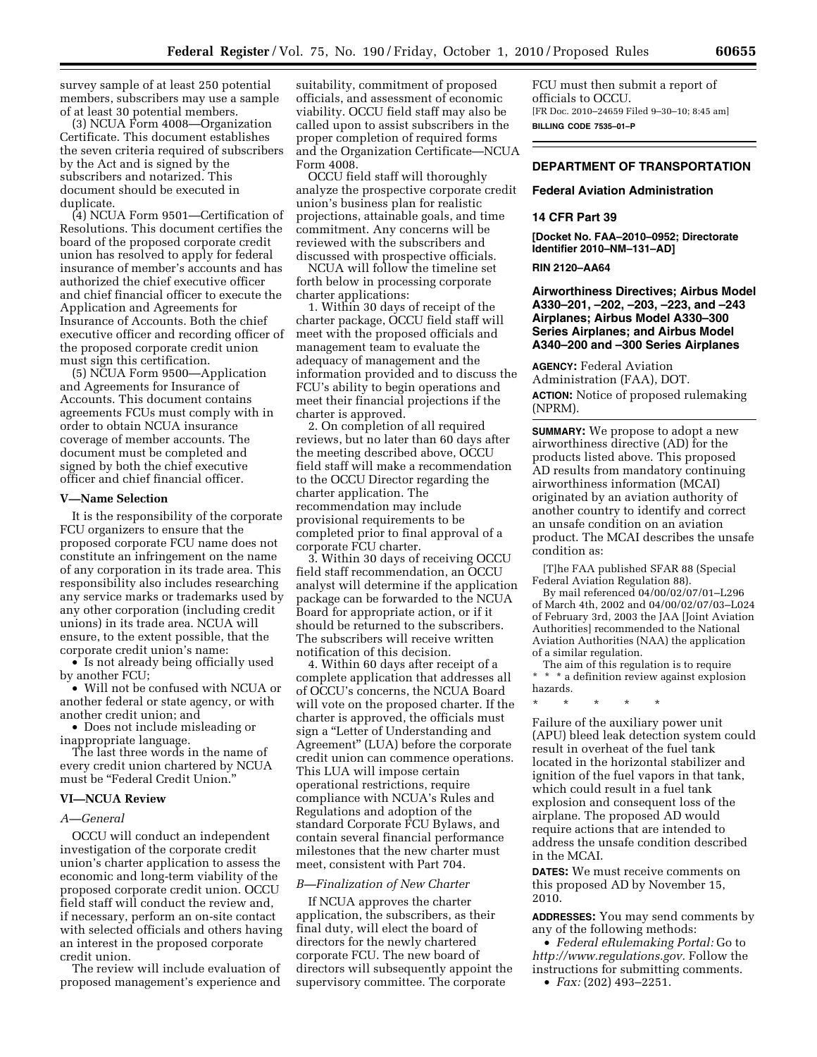survey sample of at least 250 potential members, subscribers may use a sample of at least 30 potential members.

(3) NCUA Form 4008—Organization Certificate. This document establishes the seven criteria required of subscribers by the Act and is signed by the subscribers and notarized. This document should be executed in duplicate.

(4) NCUA Form 9501—Certification of Resolutions. This document certifies the board of the proposed corporate credit union has resolved to apply for federal insurance of member's accounts and has authorized the chief executive officer and chief financial officer to execute the Application and Agreements for Insurance of Accounts. Both the chief executive officer and recording officer of the proposed corporate credit union must sign this certification.

(5) NCUA Form 9500—Application and Agreements for Insurance of Accounts. This document contains agreements FCUs must comply with in order to obtain NCUA insurance coverage of member accounts. The document must be completed and signed by both the chief executive officer and chief financial officer.

### V—Name Selection

It is the responsibility of the corporate FCU organizers to ensure that the proposed corporate FCU name does not constitute an infringement on the name of any corporation in its trade area. This responsibility also includes researching any service marks or trademarks used by any other corporation (including credit unions) in its trade area. NCUA will ensure, to the extent possible, that the corporate credit union's name:

- Is not already being officially used by another FCU;
- Will not be confused with NCUA or another federal or state agency, or with another credit union; and
- Does not include misleading or inappropriate language.

The last three words in the name of every credit union chartered by NCUA must be "Federal Credit Union."

### VI—NCUA Review

*A—General*

OCCU will conduct an independent investigation of the corporate credit union's charter application to assess the economic and long-term viability of the proposed corporate credit union. OCCU field staff will conduct the review and, if necessary, perform an on-site contact with selected officials and others having an interest in the proposed corporate credit union.

The review will include evaluation of proposed management's experience and suitability, commitment of proposed officials, and assessment of economic viability. OCCU field staff may also be called upon to assist subscribers in the proper completion of required forms and the Organization Certificate—NCUA Form 4008.

OCCU field staff will thoroughly analyze the prospective corporate credit union's business plan for realistic projections, attainable goals, and time commitment. Any concerns will be reviewed with the subscribers and discussed with prospective officials.

NCUA will follow the timeline set forth below in processing corporate charter applications:

1. Within 30 days of receipt of the charter package, OCCU field staff will meet with the proposed officials and management team to evaluate the adequacy of management and the information provided and to discuss the FCU's ability to begin operations and meet their financial projections if the charter is approved.

2. On completion of all required reviews, but no later than 60 days after the meeting described above, OCCU field staff will make a recommendation to the OCCU Director regarding the charter application. The recommendation may include provisional requirements to be completed prior to final approval of a corporate FCU charter.

3. Within 30 days of receiving OCCU field staff recommendation, an OCCU analyst will determine if the application package can be forwarded to the NCUA Board for appropriate action, or if it should be returned to the subscribers. The subscribers will receive written notification of this decision.

4. Within 60 days after receipt of a complete application that addresses all of OCCU's concerns, the NCUA Board will vote on the proposed charter. If the charter is approved, the officials must sign a "Letter of Understanding and Agreement" (LUA) before the corporate credit union can commence operations. This LUA will impose certain operational restrictions, require compliance with NCUA's Rules and Regulations and adoption of the standard Corporate FCU Bylaws, and contain several financial performance milestones that the new charter must meet, consistent with Part 704.

*B—Finalization of New Charter*

If NCUA approves the charter application, the subscribers, as their final duty, will elect the board of directors for the newly chartered corporate FCU. The new board of directors will subsequently appoint the supervisory committee. The corporate FCU must then submit a report of officials to OCCU.

[FR Doc. 2010–24659 Filed 9–30–10; 8:45 am]

**BILLING CODE 7535–01–P**

---

## DEPARTMENT OF TRANSPORTATION

### Federal Aviation Administration

### 14 CFR Part 39

**[Docket No. FAA–2010–0952; Directorate Identifier 2010–NM–131–AD]**

**RIN 2120–AA64**

### Airworthiness Directives; Airbus Model A330–201, –202, –203, –223, and –243 Airplanes; Airbus Model A330–300 Series Airplanes; and Airbus Model A340–200 and –300 Series Airplanes

**AGENCY:** Federal Aviation Administration (FAA), DOT.

**ACTION:** Notice of proposed rulemaking (NPRM).

**SUMMARY:** We propose to adopt a new airworthiness directive (AD) for the products listed above. This proposed AD results from mandatory continuing airworthiness information (MCAI) originated by an aviation authority of another country to identify and correct an unsafe condition on an aviation product. The MCAI describes the unsafe condition as:

> [T]he FAA published SFAR 88 (Special Federal Aviation Regulation 88).
>
> By mail referenced 04/00/02/07/01–L296 of March 4th, 2002 and 04/00/02/07/03–L024 of February 3rd, 2003 the JAA [Joint Aviation Authorities] recommended to the National Aviation Authorities (NAA) the application of a similar regulation.
>
> The aim of this regulation is to require * * * a definition review against explosion hazards.
>
> \* \* \* \* \*

Failure of the auxiliary power unit (APU) bleed leak detection system could result in overheat of the fuel tank located in the horizontal stabilizer and ignition of the fuel vapors in that tank, which could result in a fuel tank explosion and consequent loss of the airplane. The proposed AD would require actions that are intended to address the unsafe condition described in the MCAI.

**DATES:** We must receive comments on this proposed AD by November 15, 2010.

**ADDRESSES:** You may send comments by any of the following methods:

- *Federal eRulemaking Portal:* Go to *http://www.regulations.gov.* Follow the instructions for submitting comments.
- *Fax:* (202) 493–2251.